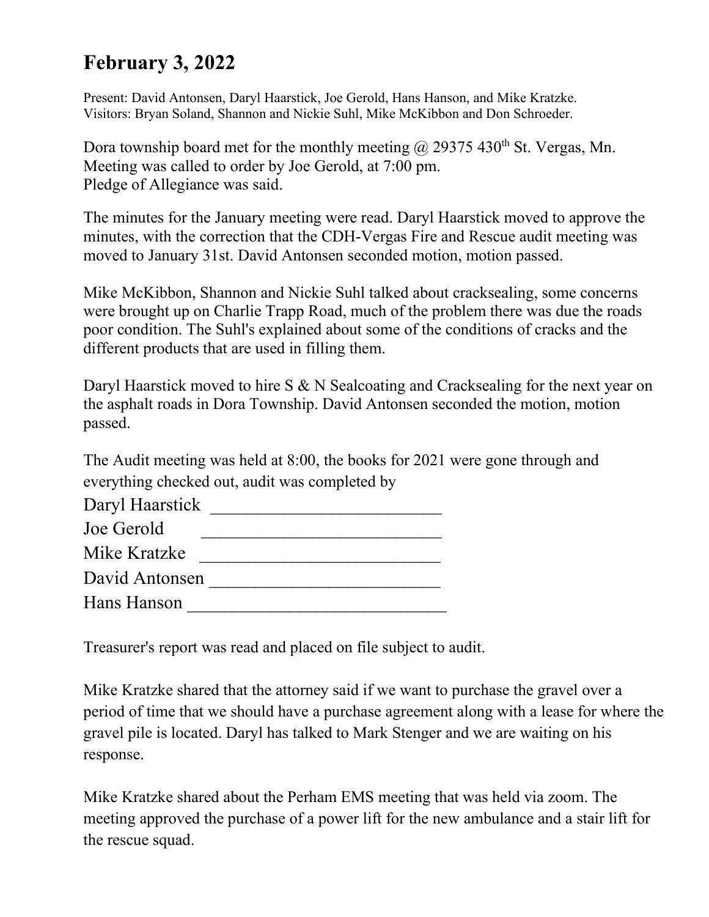# February 3, 2022

Present: David Antonsen, Daryl Haarstick, Joe Gerold, Hans Hanson, and Mike Kratzke.
Visitors: Bryan Soland, Shannon and Nickie Suhl, Mike McKibbon and Don Schroeder.

Dora township board met for the monthly meeting @ 29375 430th St. Vergas, Mn.
Meeting was called to order by Joe Gerold, at 7:00 pm.
Pledge of Allegiance was said.

The minutes for the January meeting were read. Daryl Haarstick moved to approve the minutes, with the correction that the CDH-Vergas Fire and Rescue audit meeting was moved to January 31st. David Antonsen seconded motion, motion passed.

Mike McKibbon, Shannon and Nickie Suhl talked about cracksealing, some concerns were brought up on Charlie Trapp Road, much of the problem there was due the roads poor condition. The Suhl's explained about some of the conditions of cracks and the different products that are used in filling them.

Daryl Haarstick moved to hire S & N Sealcoating and Cracksealing for the next year on the asphalt roads in Dora Township. David Antonsen seconded the motion, motion passed.

The Audit meeting was held at 8:00, the books for 2021 were gone through and everything checked out, audit was completed by

Daryl Haarstick ___________________________
Joe Gerold ___________________________
Mike Kratzke ___________________________
David Antonsen ___________________________
Hans Hanson ______________________________

Treasurer's report was read and placed on file subject to audit.

Mike Kratzke shared that the attorney said if we want to purchase the gravel over a period of time that we should have a purchase agreement along with a lease for where the gravel pile is located. Daryl has talked to Mark Stenger and we are waiting on his response.

Mike Kratzke shared about the Perham EMS meeting that was held via zoom. The meeting approved the purchase of a power lift for the new ambulance and a stair lift for the rescue squad.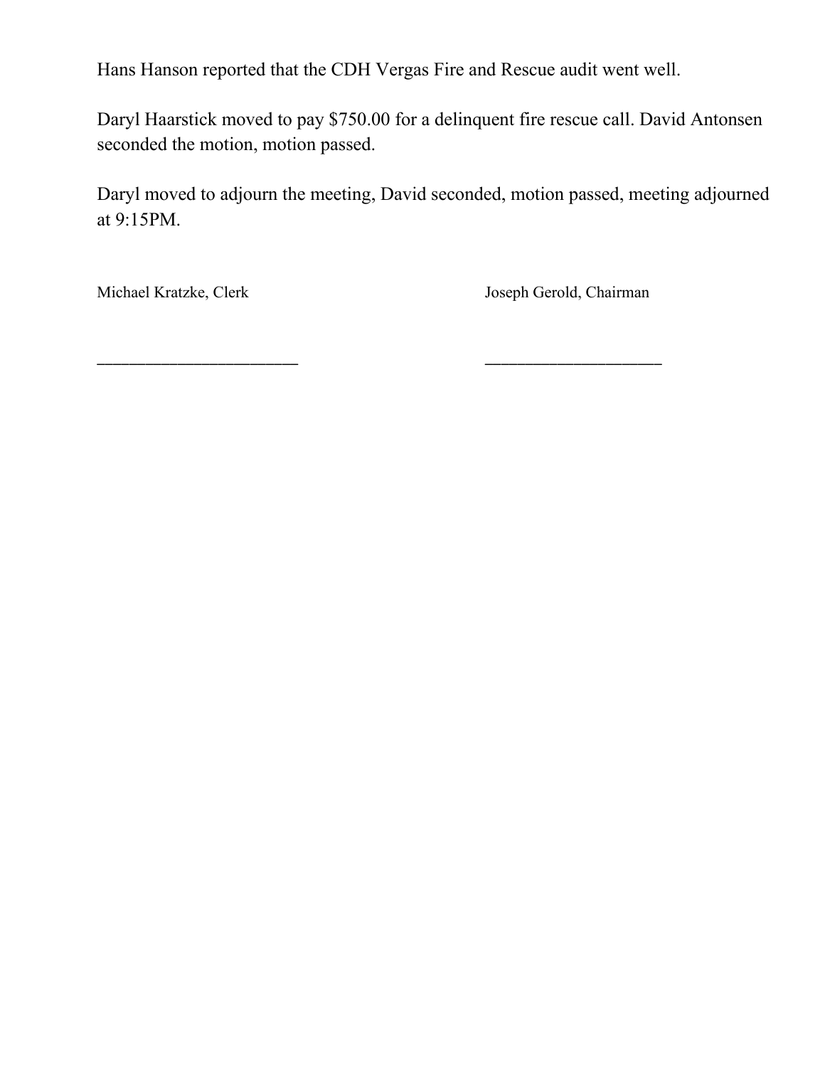Hans Hanson reported that the CDH Vergas Fire and Rescue audit went well.

Daryl Haarstick moved to pay $750.00 for a delinquent fire rescue call. David Antonsen seconded the motion, motion passed.

Daryl moved to adjourn the meeting, David seconded, motion passed, meeting adjourned at 9:15PM.

Michael Kratzke, Clerk

Joseph Gerold, Chairman

______________________

____________________